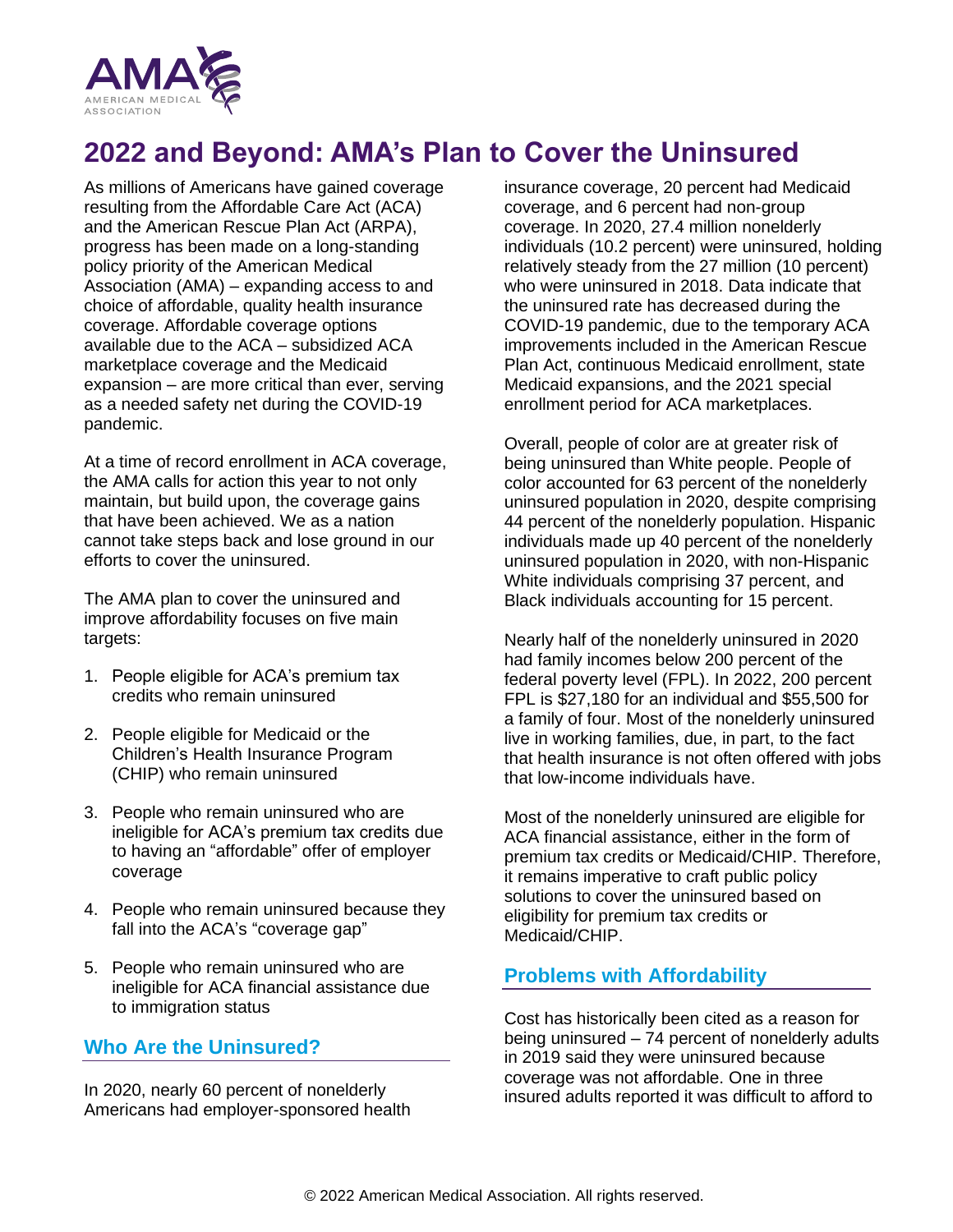# 2022 and Beyond: AMA's Plan to Cover the Uninsured

As millions of Americans have gained coverage resulting from the Affordable Care Act (ACA) and the American Rescue Plan Act (ARPA), progress has been made on a long-standing policy priority of the American Medical Association (AMA) – expanding access to and choice of affordable, quality health insurance coverage. Affordable coverage options available due to the ACA – subsidized ACA marketplace coverage and the Medicaid expansion – are more critical than ever, serving as a needed safety net during the COVID-19 pandemic.

At a time of record enrollment in ACA coverage, the AMA calls for action this year to not only maintain, but build upon, the coverage gains that have been achieved. We as a nation cannot take steps back and lose ground in our efforts to cover the uninsured.

The AMA plan to cover the uninsured and improve affordability focuses on five main targets:

1. People eligible for ACA's premium tax credits who remain uninsured
2. People eligible for Medicaid or the Children's Health Insurance Program (CHIP) who remain uninsured
3. People who remain uninsured who are ineligible for ACA's premium tax credits due to having an "affordable" offer of employer coverage
4. People who remain uninsured because they fall into the ACA's "coverage gap"
5. People who remain uninsured who are ineligible for ACA financial assistance due to immigration status

## Who Are the Uninsured?

In 2020, nearly 60 percent of nonelderly Americans had employer-sponsored health insurance coverage, 20 percent had Medicaid coverage, and 6 percent had non-group coverage. In 2020, 27.4 million nonelderly individuals (10.2 percent) were uninsured, holding relatively steady from the 27 million (10 percent) who were uninsured in 2018. Data indicate that the uninsured rate has decreased during the COVID-19 pandemic, due to the temporary ACA improvements included in the American Rescue Plan Act, continuous Medicaid enrollment, state Medicaid expansions, and the 2021 special enrollment period for ACA marketplaces.

Overall, people of color are at greater risk of being uninsured than White people. People of color accounted for 63 percent of the nonelderly uninsured population in 2020, despite comprising 44 percent of the nonelderly population. Hispanic individuals made up 40 percent of the nonelderly uninsured population in 2020, with non-Hispanic White individuals comprising 37 percent, and Black individuals accounting for 15 percent.

Nearly half of the nonelderly uninsured in 2020 had family incomes below 200 percent of the federal poverty level (FPL). In 2022, 200 percent FPL is $27,180 for an individual and $55,500 for a family of four. Most of the nonelderly uninsured live in working families, due, in part, to the fact that health insurance is not often offered with jobs that low-income individuals have.

Most of the nonelderly uninsured are eligible for ACA financial assistance, either in the form of premium tax credits or Medicaid/CHIP. Therefore, it remains imperative to craft public policy solutions to cover the uninsured based on eligibility for premium tax credits or Medicaid/CHIP.

## Problems with Affordability

Cost has historically been cited as a reason for being uninsured – 74 percent of nonelderly adults in 2019 said they were uninsured because coverage was not affordable. One in three insured adults reported it was difficult to afford to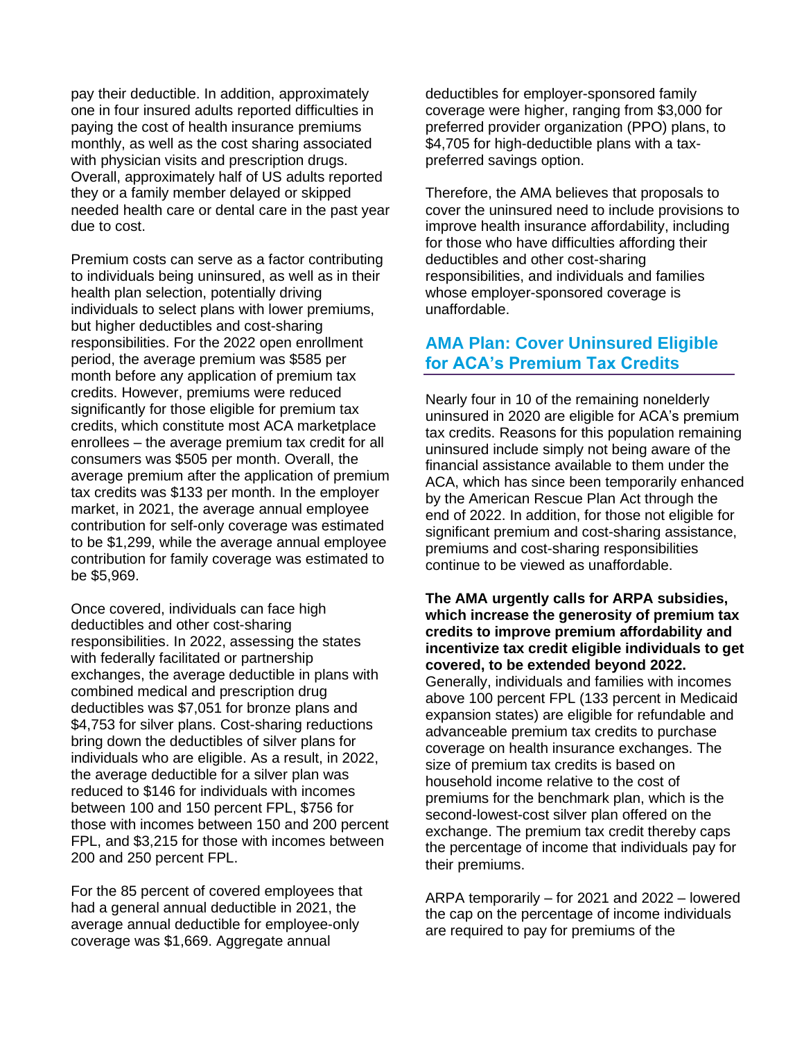pay their deductible. In addition, approximately one in four insured adults reported difficulties in paying the cost of health insurance premiums monthly, as well as the cost sharing associated with physician visits and prescription drugs. Overall, approximately half of US adults reported they or a family member delayed or skipped needed health care or dental care in the past year due to cost.

Premium costs can serve as a factor contributing to individuals being uninsured, as well as in their health plan selection, potentially driving individuals to select plans with lower premiums, but higher deductibles and cost-sharing responsibilities. For the 2022 open enrollment period, the average premium was $585 per month before any application of premium tax credits. However, premiums were reduced significantly for those eligible for premium tax credits, which constitute most ACA marketplace enrollees – the average premium tax credit for all consumers was $505 per month. Overall, the average premium after the application of premium tax credits was $133 per month. In the employer market, in 2021, the average annual employee contribution for self-only coverage was estimated to be $1,299, while the average annual employee contribution for family coverage was estimated to be $5,969.

Once covered, individuals can face high deductibles and other cost-sharing responsibilities. In 2022, assessing the states with federally facilitated or partnership exchanges, the average deductible in plans with combined medical and prescription drug deductibles was $7,051 for bronze plans and $4,753 for silver plans. Cost-sharing reductions bring down the deductibles of silver plans for individuals who are eligible. As a result, in 2022, the average deductible for a silver plan was reduced to $146 for individuals with incomes between 100 and 150 percent FPL, $756 for those with incomes between 150 and 200 percent FPL, and $3,215 for those with incomes between 200 and 250 percent FPL.

For the 85 percent of covered employees that had a general annual deductible in 2021, the average annual deductible for employee-only coverage was $1,669. Aggregate annual deductibles for employer-sponsored family coverage were higher, ranging from $3,000 for preferred provider organization (PPO) plans, to $4,705 for high-deductible plans with a tax-preferred savings option.

Therefore, the AMA believes that proposals to cover the uninsured need to include provisions to improve health insurance affordability, including for those who have difficulties affording their deductibles and other cost-sharing responsibilities, and individuals and families whose employer-sponsored coverage is unaffordable.

## AMA Plan: Cover Uninsured Eligible for ACA's Premium Tax Credits

Nearly four in 10 of the remaining nonelderly uninsured in 2020 are eligible for ACA's premium tax credits. Reasons for this population remaining uninsured include simply not being aware of the financial assistance available to them under the ACA, which has since been temporarily enhanced by the American Rescue Plan Act through the end of 2022. In addition, for those not eligible for significant premium and cost-sharing assistance, premiums and cost-sharing responsibilities continue to be viewed as unaffordable.

**The AMA urgently calls for ARPA subsidies, which increase the generosity of premium tax credits to improve premium affordability and incentivize tax credit eligible individuals to get covered, to be extended beyond 2022.** Generally, individuals and families with incomes above 100 percent FPL (133 percent in Medicaid expansion states) are eligible for refundable and advanceable premium tax credits to purchase coverage on health insurance exchanges. The size of premium tax credits is based on household income relative to the cost of premiums for the benchmark plan, which is the second-lowest-cost silver plan offered on the exchange. The premium tax credit thereby caps the percentage of income that individuals pay for their premiums.

ARPA temporarily – for 2021 and 2022 – lowered the cap on the percentage of income individuals are required to pay for premiums of the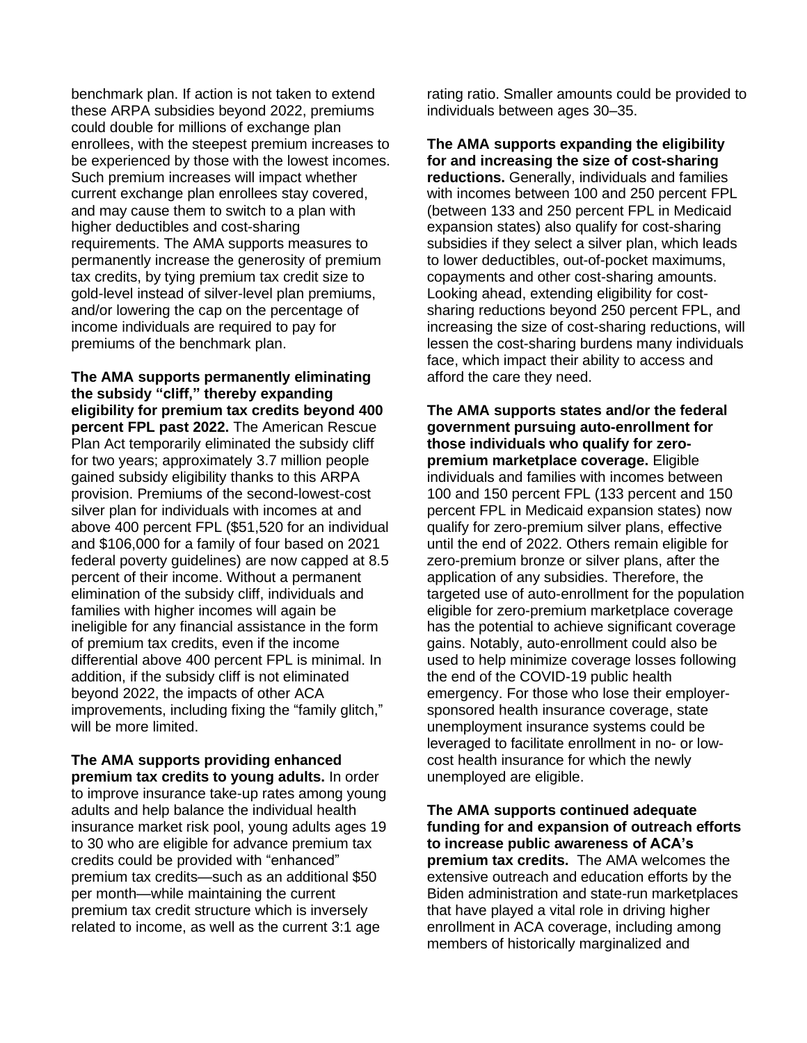benchmark plan. If action is not taken to extend these ARPA subsidies beyond 2022, premiums could double for millions of exchange plan enrollees, with the steepest premium increases to be experienced by those with the lowest incomes. Such premium increases will impact whether current exchange plan enrollees stay covered, and may cause them to switch to a plan with higher deductibles and cost-sharing requirements. The AMA supports measures to permanently increase the generosity of premium tax credits, by tying premium tax credit size to gold-level instead of silver-level plan premiums, and/or lowering the cap on the percentage of income individuals are required to pay for premiums of the benchmark plan.

**The AMA supports permanently eliminating the subsidy "cliff," thereby expanding eligibility for premium tax credits beyond 400 percent FPL past 2022.** The American Rescue Plan Act temporarily eliminated the subsidy cliff for two years; approximately 3.7 million people gained subsidy eligibility thanks to this ARPA provision. Premiums of the second-lowest-cost silver plan for individuals with incomes at and above 400 percent FPL ($51,520 for an individual and $106,000 for a family of four based on 2021 federal poverty guidelines) are now capped at 8.5 percent of their income. Without a permanent elimination of the subsidy cliff, individuals and families with higher incomes will again be ineligible for any financial assistance in the form of premium tax credits, even if the income differential above 400 percent FPL is minimal. In addition, if the subsidy cliff is not eliminated beyond 2022, the impacts of other ACA improvements, including fixing the "family glitch," will be more limited.

**The AMA supports providing enhanced premium tax credits to young adults.** In order to improve insurance take-up rates among young adults and help balance the individual health insurance market risk pool, young adults ages 19 to 30 who are eligible for advance premium tax credits could be provided with "enhanced" premium tax credits—such as an additional $50 per month—while maintaining the current premium tax credit structure which is inversely related to income, as well as the current 3:1 age rating ratio. Smaller amounts could be provided to individuals between ages 30–35.

**The AMA supports expanding the eligibility for and increasing the size of cost-sharing reductions.** Generally, individuals and families with incomes between 100 and 250 percent FPL (between 133 and 250 percent FPL in Medicaid expansion states) also qualify for cost-sharing subsidies if they select a silver plan, which leads to lower deductibles, out-of-pocket maximums, copayments and other cost-sharing amounts. Looking ahead, extending eligibility for cost-sharing reductions beyond 250 percent FPL, and increasing the size of cost-sharing reductions, will lessen the cost-sharing burdens many individuals face, which impact their ability to access and afford the care they need.

**The AMA supports states and/or the federal government pursuing auto-enrollment for those individuals who qualify for zero-premium marketplace coverage.** Eligible individuals and families with incomes between 100 and 150 percent FPL (133 percent and 150 percent FPL in Medicaid expansion states) now qualify for zero-premium silver plans, effective until the end of 2022. Others remain eligible for zero-premium bronze or silver plans, after the application of any subsidies. Therefore, the targeted use of auto-enrollment for the population eligible for zero-premium marketplace coverage has the potential to achieve significant coverage gains. Notably, auto-enrollment could also be used to help minimize coverage losses following the end of the COVID-19 public health emergency. For those who lose their employer-sponsored health insurance coverage, state unemployment insurance systems could be leveraged to facilitate enrollment in no- or low-cost health insurance for which the newly unemployed are eligible.

**The AMA supports continued adequate funding for and expansion of outreach efforts to increase public awareness of ACA's premium tax credits.** The AMA welcomes the extensive outreach and education efforts by the Biden administration and state-run marketplaces that have played a vital role in driving higher enrollment in ACA coverage, including among members of historically marginalized and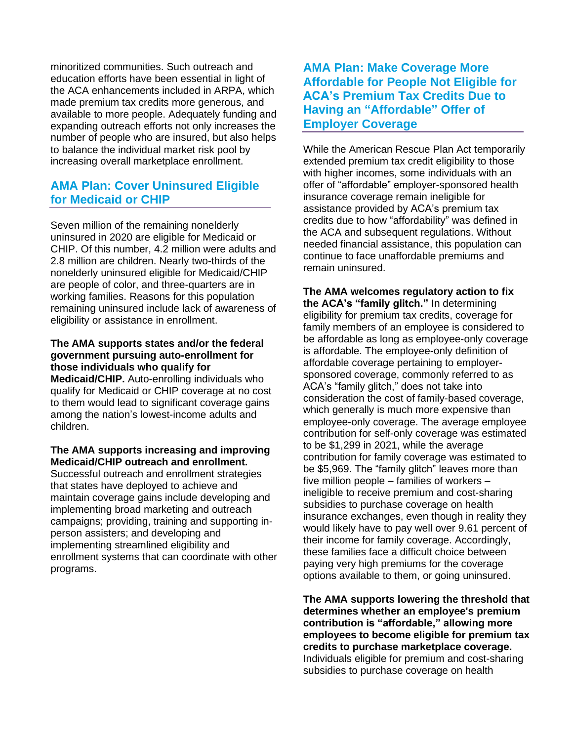minoritized communities. Such outreach and education efforts have been essential in light of the ACA enhancements included in ARPA, which made premium tax credits more generous, and available to more people. Adequately funding and expanding outreach efforts not only increases the number of people who are insured, but also helps to balance the individual market risk pool by increasing overall marketplace enrollment.

## AMA Plan: Cover Uninsured Eligible for Medicaid or CHIP

Seven million of the remaining nonelderly uninsured in 2020 are eligible for Medicaid or CHIP. Of this number, 4.2 million were adults and 2.8 million are children. Nearly two-thirds of the nonelderly uninsured eligible for Medicaid/CHIP are people of color, and three-quarters are in working families. Reasons for this population remaining uninsured include lack of awareness of eligibility or assistance in enrollment.

**The AMA supports states and/or the federal government pursuing auto-enrollment for those individuals who qualify for Medicaid/CHIP.** Auto-enrolling individuals who qualify for Medicaid or CHIP coverage at no cost to them would lead to significant coverage gains among the nation's lowest-income adults and children.

**The AMA supports increasing and improving Medicaid/CHIP outreach and enrollment.** Successful outreach and enrollment strategies that states have deployed to achieve and maintain coverage gains include developing and implementing broad marketing and outreach campaigns; providing, training and supporting in-person assisters; and developing and implementing streamlined eligibility and enrollment systems that can coordinate with other programs.

## AMA Plan: Make Coverage More Affordable for People Not Eligible for ACA's Premium Tax Credits Due to Having an "Affordable" Offer of Employer Coverage

While the American Rescue Plan Act temporarily extended premium tax credit eligibility to those with higher incomes, some individuals with an offer of "affordable" employer-sponsored health insurance coverage remain ineligible for assistance provided by ACA's premium tax credits due to how "affordability" was defined in the ACA and subsequent regulations. Without needed financial assistance, this population can continue to face unaffordable premiums and remain uninsured.

**The AMA welcomes regulatory action to fix the ACA's "family glitch."** In determining eligibility for premium tax credits, coverage for family members of an employee is considered to be affordable as long as employee-only coverage is affordable. The employee-only definition of affordable coverage pertaining to employer-sponsored coverage, commonly referred to as ACA's "family glitch," does not take into consideration the cost of family-based coverage, which generally is much more expensive than employee-only coverage. The average employee contribution for self-only coverage was estimated to be $1,299 in 2021, while the average contribution for family coverage was estimated to be $5,969. The "family glitch" leaves more than five million people – families of workers – ineligible to receive premium and cost-sharing subsidies to purchase coverage on health insurance exchanges, even though in reality they would likely have to pay well over 9.61 percent of their income for family coverage. Accordingly, these families face a difficult choice between paying very high premiums for the coverage options available to them, or going uninsured.

**The AMA supports lowering the threshold that determines whether an employee's premium contribution is "affordable," allowing more employees to become eligible for premium tax credits to purchase marketplace coverage.** Individuals eligible for premium and cost-sharing subsidies to purchase coverage on health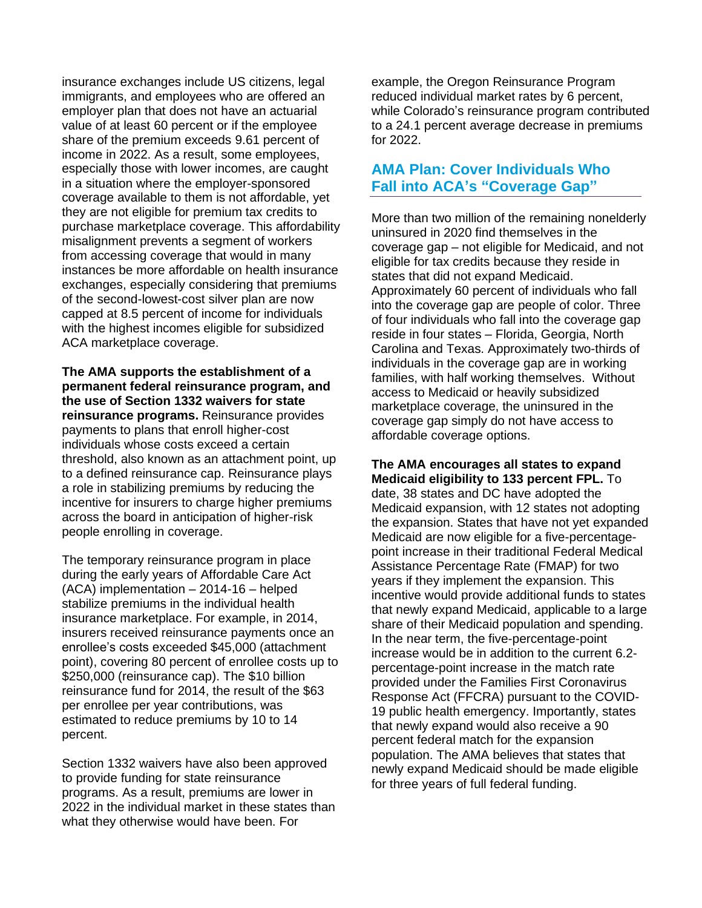insurance exchanges include US citizens, legal immigrants, and employees who are offered an employer plan that does not have an actuarial value of at least 60 percent or if the employee share of the premium exceeds 9.61 percent of income in 2022. As a result, some employees, especially those with lower incomes, are caught in a situation where the employer-sponsored coverage available to them is not affordable, yet they are not eligible for premium tax credits to purchase marketplace coverage. This affordability misalignment prevents a segment of workers from accessing coverage that would in many instances be more affordable on health insurance exchanges, especially considering that premiums of the second-lowest-cost silver plan are now capped at 8.5 percent of income for individuals with the highest incomes eligible for subsidized ACA marketplace coverage.

**The AMA supports the establishment of a permanent federal reinsurance program, and the use of Section 1332 waivers for state reinsurance programs.** Reinsurance provides payments to plans that enroll higher-cost individuals whose costs exceed a certain threshold, also known as an attachment point, up to a defined reinsurance cap. Reinsurance plays a role in stabilizing premiums by reducing the incentive for insurers to charge higher premiums across the board in anticipation of higher-risk people enrolling in coverage.

The temporary reinsurance program in place during the early years of Affordable Care Act (ACA) implementation – 2014-16 – helped stabilize premiums in the individual health insurance marketplace. For example, in 2014, insurers received reinsurance payments once an enrollee's costs exceeded $45,000 (attachment point), covering 80 percent of enrollee costs up to $250,000 (reinsurance cap). The $10 billion reinsurance fund for 2014, the result of the $63 per enrollee per year contributions, was estimated to reduce premiums by 10 to 14 percent.

Section 1332 waivers have also been approved to provide funding for state reinsurance programs. As a result, premiums are lower in 2022 in the individual market in these states than what they otherwise would have been. For example, the Oregon Reinsurance Program reduced individual market rates by 6 percent, while Colorado's reinsurance program contributed to a 24.1 percent average decrease in premiums for 2022.

## AMA Plan: Cover Individuals Who Fall into ACA's "Coverage Gap"

More than two million of the remaining nonelderly uninsured in 2020 find themselves in the coverage gap – not eligible for Medicaid, and not eligible for tax credits because they reside in states that did not expand Medicaid. Approximately 60 percent of individuals who fall into the coverage gap are people of color. Three of four individuals who fall into the coverage gap reside in four states – Florida, Georgia, North Carolina and Texas. Approximately two-thirds of individuals in the coverage gap are in working families, with half working themselves. Without access to Medicaid or heavily subsidized marketplace coverage, the uninsured in the coverage gap simply do not have access to affordable coverage options.

**The AMA encourages all states to expand Medicaid eligibility to 133 percent FPL.** To date, 38 states and DC have adopted the Medicaid expansion, with 12 states not adopting the expansion. States that have not yet expanded Medicaid are now eligible for a five-percentage-point increase in their traditional Federal Medical Assistance Percentage Rate (FMAP) for two years if they implement the expansion. This incentive would provide additional funds to states that newly expand Medicaid, applicable to a large share of their Medicaid population and spending. In the near term, the five-percentage-point increase would be in addition to the current 6.2-percentage-point increase in the match rate provided under the Families First Coronavirus Response Act (FFCRA) pursuant to the COVID-19 public health emergency. Importantly, states that newly expand would also receive a 90 percent federal match for the expansion population. The AMA believes that states that newly expand Medicaid should be made eligible for three years of full federal funding.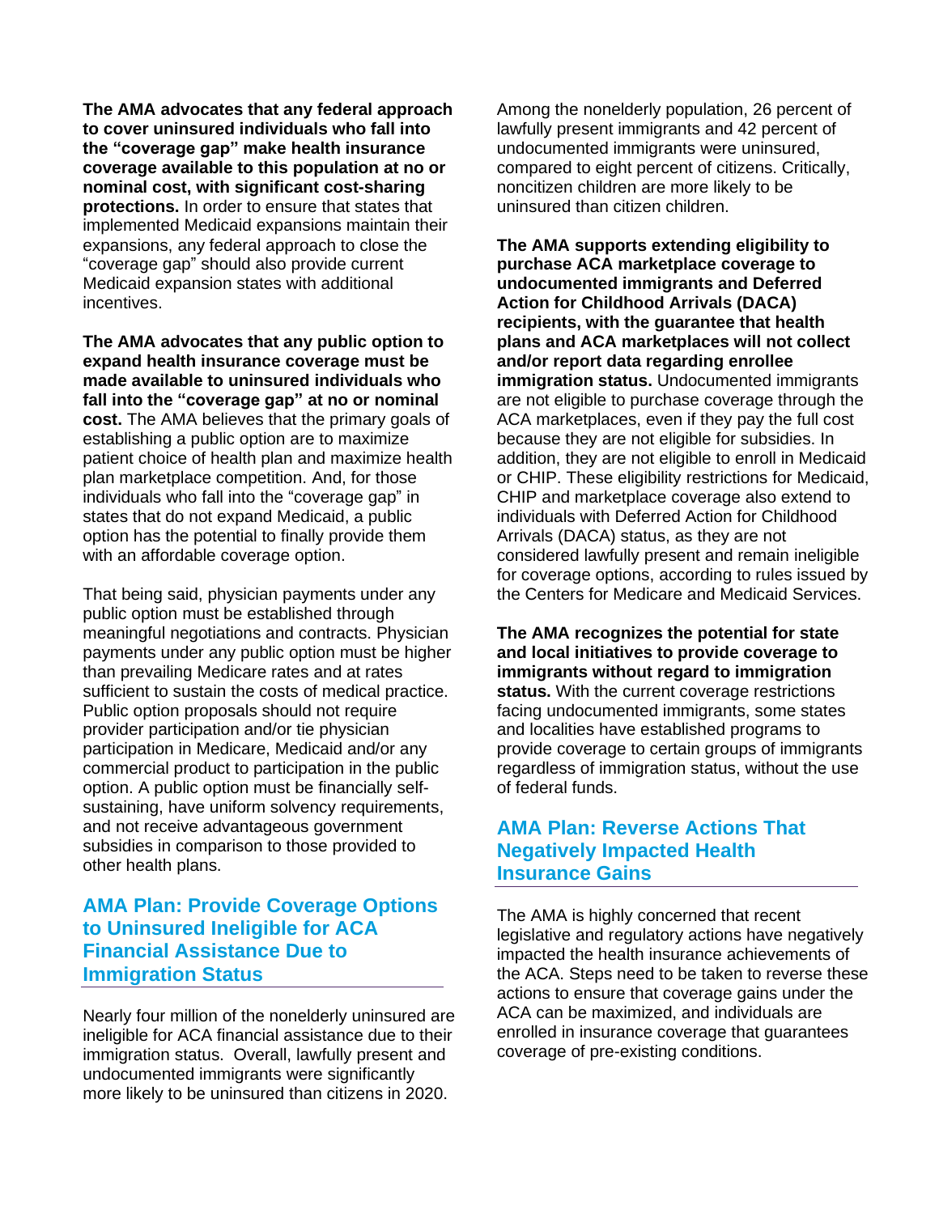**The AMA advocates that any federal approach to cover uninsured individuals who fall into the "coverage gap" make health insurance coverage available to this population at no or nominal cost, with significant cost-sharing protections.** In order to ensure that states that implemented Medicaid expansions maintain their expansions, any federal approach to close the "coverage gap" should also provide current Medicaid expansion states with additional incentives.

**The AMA advocates that any public option to expand health insurance coverage must be made available to uninsured individuals who fall into the "coverage gap" at no or nominal cost.** The AMA believes that the primary goals of establishing a public option are to maximize patient choice of health plan and maximize health plan marketplace competition. And, for those individuals who fall into the "coverage gap" in states that do not expand Medicaid, a public option has the potential to finally provide them with an affordable coverage option.

That being said, physician payments under any public option must be established through meaningful negotiations and contracts. Physician payments under any public option must be higher than prevailing Medicare rates and at rates sufficient to sustain the costs of medical practice. Public option proposals should not require provider participation and/or tie physician participation in Medicare, Medicaid and/or any commercial product to participation in the public option. A public option must be financially self-sustaining, have uniform solvency requirements, and not receive advantageous government subsidies in comparison to those provided to other health plans.

## AMA Plan: Provide Coverage Options to Uninsured Ineligible for ACA Financial Assistance Due to Immigration Status

Nearly four million of the nonelderly uninsured are ineligible for ACA financial assistance due to their immigration status. Overall, lawfully present and undocumented immigrants were significantly more likely to be uninsured than citizens in 2020. Among the nonelderly population, 26 percent of lawfully present immigrants and 42 percent of undocumented immigrants were uninsured, compared to eight percent of citizens. Critically, noncitizen children are more likely to be uninsured than citizen children.

**The AMA supports extending eligibility to purchase ACA marketplace coverage to undocumented immigrants and Deferred Action for Childhood Arrivals (DACA) recipients, with the guarantee that health plans and ACA marketplaces will not collect and/or report data regarding enrollee immigration status.** Undocumented immigrants are not eligible to purchase coverage through the ACA marketplaces, even if they pay the full cost because they are not eligible for subsidies. In addition, they are not eligible to enroll in Medicaid or CHIP. These eligibility restrictions for Medicaid, CHIP and marketplace coverage also extend to individuals with Deferred Action for Childhood Arrivals (DACA) status, as they are not considered lawfully present and remain ineligible for coverage options, according to rules issued by the Centers for Medicare and Medicaid Services.

**The AMA recognizes the potential for state and local initiatives to provide coverage to immigrants without regard to immigration status.** With the current coverage restrictions facing undocumented immigrants, some states and localities have established programs to provide coverage to certain groups of immigrants regardless of immigration status, without the use of federal funds.

## AMA Plan: Reverse Actions That Negatively Impacted Health Insurance Gains

The AMA is highly concerned that recent legislative and regulatory actions have negatively impacted the health insurance achievements of the ACA. Steps need to be taken to reverse these actions to ensure that coverage gains under the ACA can be maximized, and individuals are enrolled in insurance coverage that guarantees coverage of pre-existing conditions.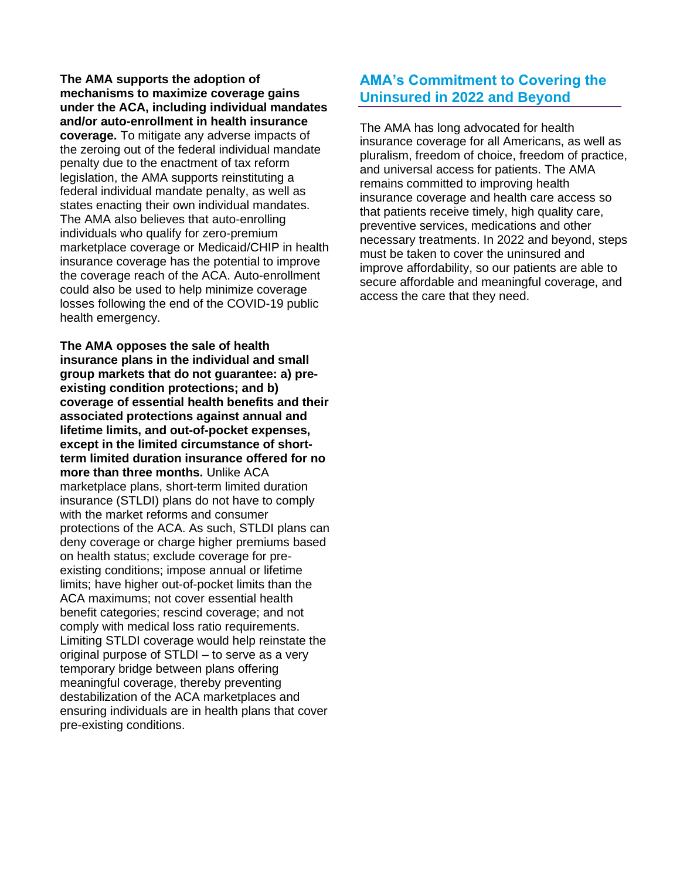**The AMA supports the adoption of mechanisms to maximize coverage gains under the ACA, including individual mandates and/or auto-enrollment in health insurance coverage.** To mitigate any adverse impacts of the zeroing out of the federal individual mandate penalty due to the enactment of tax reform legislation, the AMA supports reinstituting a federal individual mandate penalty, as well as states enacting their own individual mandates. The AMA also believes that auto-enrolling individuals who qualify for zero-premium marketplace coverage or Medicaid/CHIP in health insurance coverage has the potential to improve the coverage reach of the ACA. Auto-enrollment could also be used to help minimize coverage losses following the end of the COVID-19 public health emergency.

**The AMA opposes the sale of health insurance plans in the individual and small group markets that do not guarantee: a) pre-existing condition protections; and b) coverage of essential health benefits and their associated protections against annual and lifetime limits, and out-of-pocket expenses, except in the limited circumstance of short-term limited duration insurance offered for no more than three months.** Unlike ACA marketplace plans, short-term limited duration insurance (STLDI) plans do not have to comply with the market reforms and consumer protections of the ACA. As such, STLDI plans can deny coverage or charge higher premiums based on health status; exclude coverage for pre-existing conditions; impose annual or lifetime limits; have higher out-of-pocket limits than the ACA maximums; not cover essential health benefit categories; rescind coverage; and not comply with medical loss ratio requirements. Limiting STLDI coverage would help reinstate the original purpose of STLDI – to serve as a very temporary bridge between plans offering meaningful coverage, thereby preventing destabilization of the ACA marketplaces and ensuring individuals are in health plans that cover pre-existing conditions.

## AMA's Commitment to Covering the Uninsured in 2022 and Beyond

The AMA has long advocated for health insurance coverage for all Americans, as well as pluralism, freedom of choice, freedom of practice, and universal access for patients. The AMA remains committed to improving health insurance coverage and health care access so that patients receive timely, high quality care, preventive services, medications and other necessary treatments. In 2022 and beyond, steps must be taken to cover the uninsured and improve affordability, so our patients are able to secure affordable and meaningful coverage, and access the care that they need.